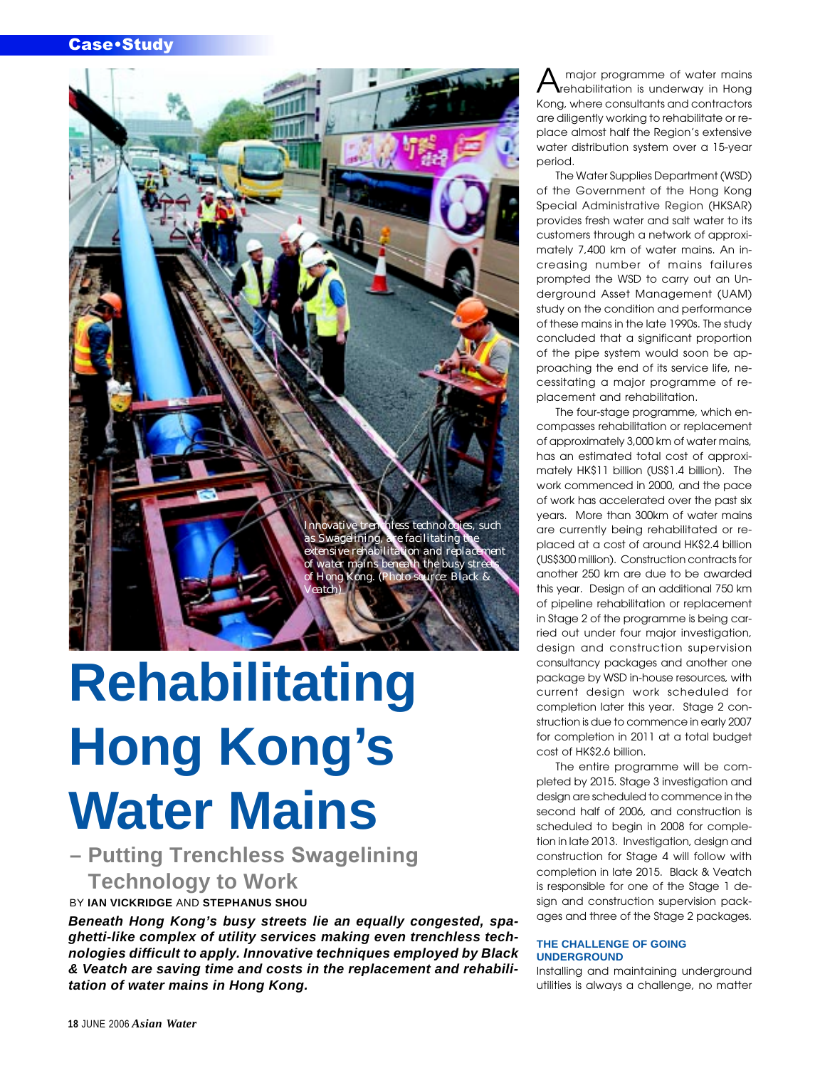Innovative trenchless technologies, such as Swagelining, are facilitating the extensive rehabilitation and replacement of water mains beneath the busy streets of Hong Kong. (Photo source: Black & Veatch)

# Rehabilitating Hong Kong's Water Mains

## – Putting Trenchless Swagelining Technology to Work

BY **IAN VICKRIDGE** AND **STEPHANUS SHOU**

***Beneath Hong Kong's busy streets lie an equally congested, spaghetti-like complex of utility services making even trenchless technologies difficult to apply. Innovative techniques employed by Black & Veatch are saving time and costs in the replacement and rehabilitation of water mains in Hong Kong.***

A major programme of water mains rehabilitation is underway in Hong Kong, where consultants and contractors are diligently working to rehabilitate or replace almost half the Region's extensive water distribution system over a 15-year period.

The Water Supplies Department (WSD) of the Government of the Hong Kong Special Administrative Region (HKSAR) provides fresh water and salt water to its customers through a network of approximately 7,400 km of water mains. An increasing number of mains failures prompted the WSD to carry out an Underground Asset Management (UAM) study on the condition and performance of these mains in the late 1990s. The study concluded that a significant proportion of the pipe system would soon be approaching the end of its service life, necessitating a major programme of replacement and rehabilitation.

The four-stage programme, which encompasses rehabilitation or replacement of approximately 3,000 km of water mains, has an estimated total cost of approximately HK$11 billion (US$1.4 billion). The work commenced in 2000, and the pace of work has accelerated over the past six years. More than 300km of water mains are currently being rehabilitated or replaced at a cost of around HK$2.4 billion (US$300 million). Construction contracts for another 250 km are due to be awarded this year. Design of an additional 750 km of pipeline rehabilitation or replacement in Stage 2 of the programme is being carried out under four major investigation, design and construction supervision consultancy packages and another one package by WSD in-house resources, with current design work scheduled for completion later this year. Stage 2 construction is due to commence in early 2007 for completion in 2011 at a total budget cost of HK$2.6 billion.

The entire programme will be completed by 2015. Stage 3 investigation and design are scheduled to commence in the second half of 2006, and construction is scheduled to begin in 2008 for completion in late 2013. Investigation, design and construction for Stage 4 will follow with completion in late 2015. Black & Veatch is responsible for one of the Stage 1 design and construction supervision packages and three of the Stage 2 packages.

### THE CHALLENGE OF GOING UNDERGROUND

Installing and maintaining underground utilities is always a challenge, no matter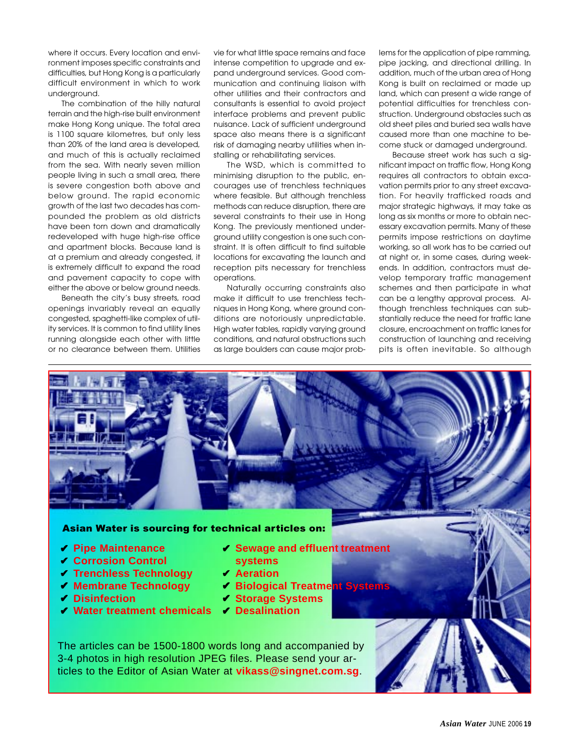where it occurs. Every location and environment imposes specific constraints and difficulties, but Hong Kong is a particularly difficult environment in which to work underground.

The combination of the hilly natural terrain and the high-rise built environment make Hong Kong unique. The total area is 1100 square kilometres, but only less than 20% of the land area is developed, and much of this is actually reclaimed from the sea. With nearly seven million people living in such a small area, there is severe congestion both above and below ground. The rapid economic growth of the last two decades has compounded the problem as old districts have been torn down and dramatically redeveloped with huge high-rise office and apartment blocks. Because land is at a premium and already congested, it is extremely difficult to expand the road and pavement capacity to cope with either the above or below ground needs.

Beneath the city's busy streets, road openings invariably reveal an equally congested, spaghetti-like complex of utility services. It is common to find utility lines running alongside each other with little or no clearance between them. Utilities vie for what little space remains and face intense competition to upgrade and expand underground services. Good communication and continuing liaison with other utilities and their contractors and consultants is essential to avoid project interface problems and prevent public nuisance. Lack of sufficient underground space also means there is a significant risk of damaging nearby utilities when installing or rehabilitating services.

The WSD, which is committed to minimising disruption to the public, encourages use of trenchless techniques where feasible. But although trenchless methods can reduce disruption, there are several constraints to their use in Hong Kong. The previously mentioned underground utility congestion is one such constraint. It is often difficult to find suitable locations for excavating the launch and reception pits necessary for trenchless operations.

Naturally occurring constraints also make it difficult to use trenchless techniques in Hong Kong, where ground conditions are notoriously unpredictable. High water tables, rapidly varying ground conditions, and natural obstructions such as large boulders can cause major problems for the application of pipe ramming, pipe jacking, and directional drilling. In addition, much of the urban area of Hong Kong is built on reclaimed or made up land, which can present a wide range of potential difficulties for trenchless construction. Underground obstacles such as old sheet piles and buried sea walls have caused more than one machine to become stuck or damaged underground.

Because street work has such a significant impact on traffic flow, Hong Kong requires all contractors to obtain excavation permits prior to any street excavation. For heavily trafficked roads and major strategic highways, it may take as long as six months or more to obtain necessary excavation permits. Many of these permits impose restrictions on daytime working, so all work has to be carried out at night or, in some cases, during weekends. In addition, contractors must develop temporary traffic management schemes and then participate in what can be a lengthy approval process. Although trenchless techniques can substantially reduce the need for traffic lane closure, encroachment on traffic lanes for construction of launching and receiving pits is often inevitable. So although

**Asian Water is sourcing for technical articles on:**

- ✔ **Pipe Maintenance**
- ✔ **Corrosion Control**
- ✔ **Trenchless Technology**
- ✔ **Membrane Technology**
- ✔ **Disinfection**
- ✔ **Water treatment chemicals**
- ✔ **Sewage and effluent treatment systems**
- ✔ **Aeration**
- ✔ **Biological Treatment Systems**
- ✔ **Storage Systems**
- ✔ **Desalination**

The articles can be 1500-1800 words long and accompanied by 3-4 photos in high resolution JPEG files. Please send your articles to the Editor of Asian Water at **vikass@singnet.com.sg**.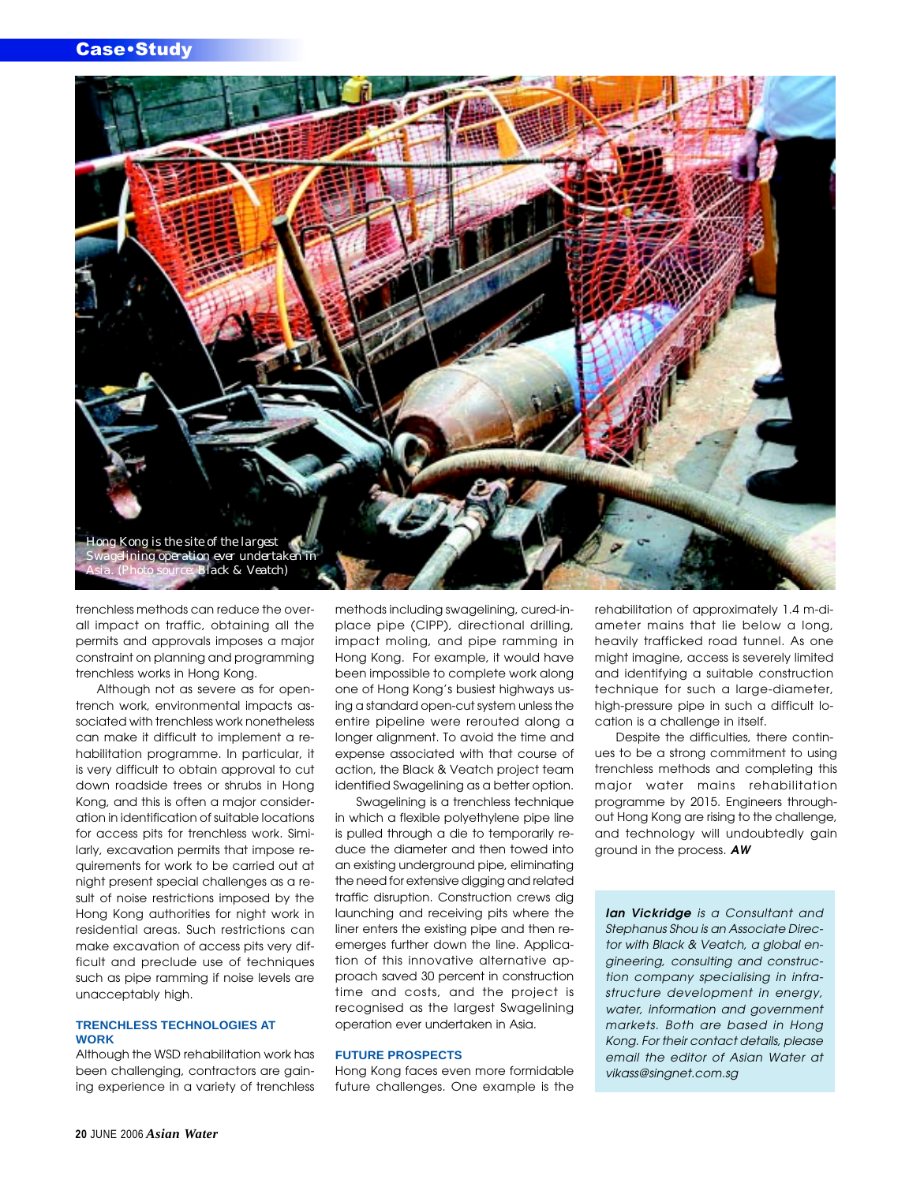Hong Kong is the site of the largest Swagelining operation ever undertaken in Asia. (Photo source: Black & Veatch)

trenchless methods can reduce the overall impact on traffic, obtaining all the permits and approvals imposes a major constraint on planning and programming trenchless works in Hong Kong.

Although not as severe as for open-trench work, environmental impacts associated with trenchless work nonetheless can make it difficult to implement a rehabilitation programme. In particular, it is very difficult to obtain approval to cut down roadside trees or shrubs in Hong Kong, and this is often a major consideration in identification of suitable locations for access pits for trenchless work. Similarly, excavation permits that impose requirements for work to be carried out at night present special challenges as a result of noise restrictions imposed by the Hong Kong authorities for night work in residential areas. Such restrictions can make excavation of access pits very difficult and preclude use of techniques such as pipe ramming if noise levels are unacceptably high.

## TRENCHLESS TECHNOLOGIES AT WORK

Although the WSD rehabilitation work has been challenging, contractors are gaining experience in a variety of trenchless methods including swagelining, cured-in-place pipe (CIPP), directional drilling, impact moling, and pipe ramming in Hong Kong. For example, it would have been impossible to complete work along one of Hong Kong's busiest highways using a standard open-cut system unless the entire pipeline were rerouted along a longer alignment. To avoid the time and expense associated with that course of action, the Black & Veatch project team identified Swagelining as a better option.

Swagelining is a trenchless technique in which a flexible polyethylene pipe line is pulled through a die to temporarily reduce the diameter and then towed into an existing underground pipe, eliminating the need for extensive digging and related traffic disruption. Construction crews dig launching and receiving pits where the liner enters the existing pipe and then re-emerges further down the line. Application of this innovative alternative approach saved 30 percent in construction time and costs, and the project is recognised as the largest Swagelining operation ever undertaken in Asia.

## FUTURE PROSPECTS

Hong Kong faces even more formidable future challenges. One example is the rehabilitation of approximately 1.4 m-diameter mains that lie below a long, heavily trafficked road tunnel. As one might imagine, access is severely limited and identifying a suitable construction technique for such a large-diameter, high-pressure pipe in such a difficult location is a challenge in itself.

Despite the difficulties, there continues to be a strong commitment to using trenchless methods and completing this major water mains rehabilitation programme by 2015. Engineers throughout Hong Kong are rising to the challenge, and technology will undoubtedly gain ground in the process. ***AW***

***Ian Vickridge*** *is a Consultant and Stephanus Shou is an Associate Director with Black & Veatch, a global engineering, consulting and construction company specialising in infrastructure development in energy, water, information and government markets. Both are based in Hong Kong. For their contact details, please email the editor of Asian Water at vikass@singnet.com.sg*